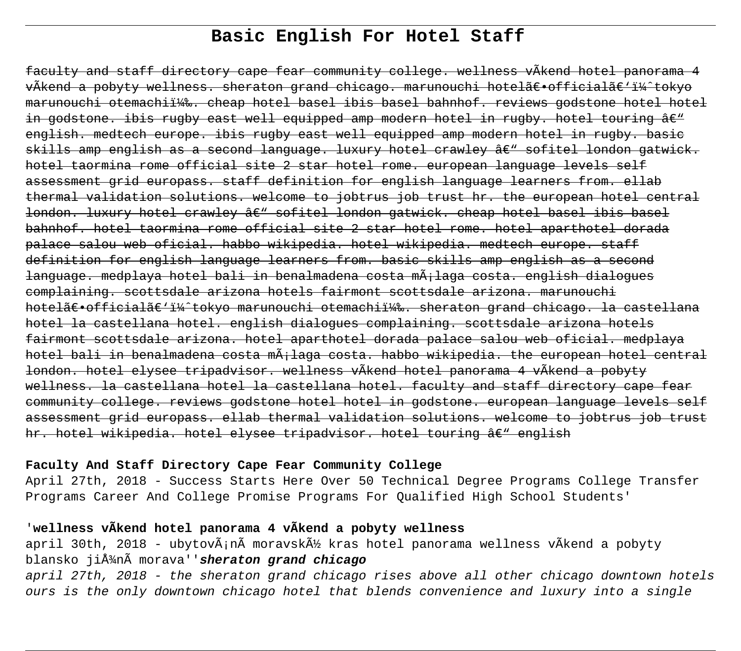# Basic English For Hotel Staff

~~faculty and staff directory cape fear community college. wellness vÃkend hotel panorama 4 vÃkend a pobyty wellness. sheraton grand chicago. marunouchi hotelã€•officialã€'ï¼ˆtokyo marunouchi otemachiï¼‰. cheap hotel basel ibis basel bahnhof. reviews godstone hotel hotel in godstone. ibis rugby east well equipped amp modern hotel in rugby. hotel touring â€" english. medtech europe. ibis rugby east well equipped amp modern hotel in rugby. basic skills amp english as a second language. luxury hotel crawley â€" sofitel london gatwick. hotel taormina rome official site 2 star hotel rome. european language levels self assessment grid europass. staff definition for english language learners from. ellab thermal validation solutions. welcome to jobtrus job trust hr. the european hotel central london. luxury hotel crawley â€" sofitel london gatwick. cheap hotel basel ibis basel bahnhof. hotel taormina rome official site 2 star hotel rome. hotel aparthotel dorada palace salou web oficial. habbo wikipedia. hotel wikipedia. medtech europe. staff definition for english language learners from. basic skills amp english as a second language. medplaya hotel bali in benalmadena costa mÃ¡laga costa. english dialogues complaining. scottsdale arizona hotels fairmont scottsdale arizona. marunouchi hotelã€•officialã€'ï¼ˆtokyo marunouchi otemachiï¼‰. sheraton grand chicago. la castellana hotel la castellana hotel. english dialogues complaining. scottsdale arizona hotels fairmont scottsdale arizona. hotel aparthotel dorada palace salou web oficial. medplaya hotel bali in benalmadena costa mÃ¡laga costa. habbo wikipedia. the european hotel central london. hotel elysee tripadvisor. wellness vÃkend hotel panorama 4 vÃkend a pobyty wellness. la castellana hotel la castellana hotel. faculty and staff directory cape fear community college. reviews godstone hotel hotel in godstone. european language levels self assessment grid europass. ellab thermal validation solutions. welcome to jobtrus job trust hr. hotel wikipedia. hotel elysee tripadvisor. hotel touring â€" english~~

**Faculty And Staff Directory Cape Fear Community College**

April 27th, 2018 - Success Starts Here Over 50 Technical Degree Programs College Transfer Programs Career And College Promise Programs For Qualified High School Students'

'**wellness vÃkend hotel panorama 4 vÃkend a pobyty wellness**

april 30th, 2018 - ubytovÃ¡nÃ moravskÃ½ kras hotel panorama wellness vÃkend a pobyty blansko jiÅ¾nÃ morava''***sheraton grand chicago***

*april 27th, 2018 - the sheraton grand chicago rises above all other chicago downtown hotels ours is the only downtown chicago hotel that blends convenience and luxury into a single*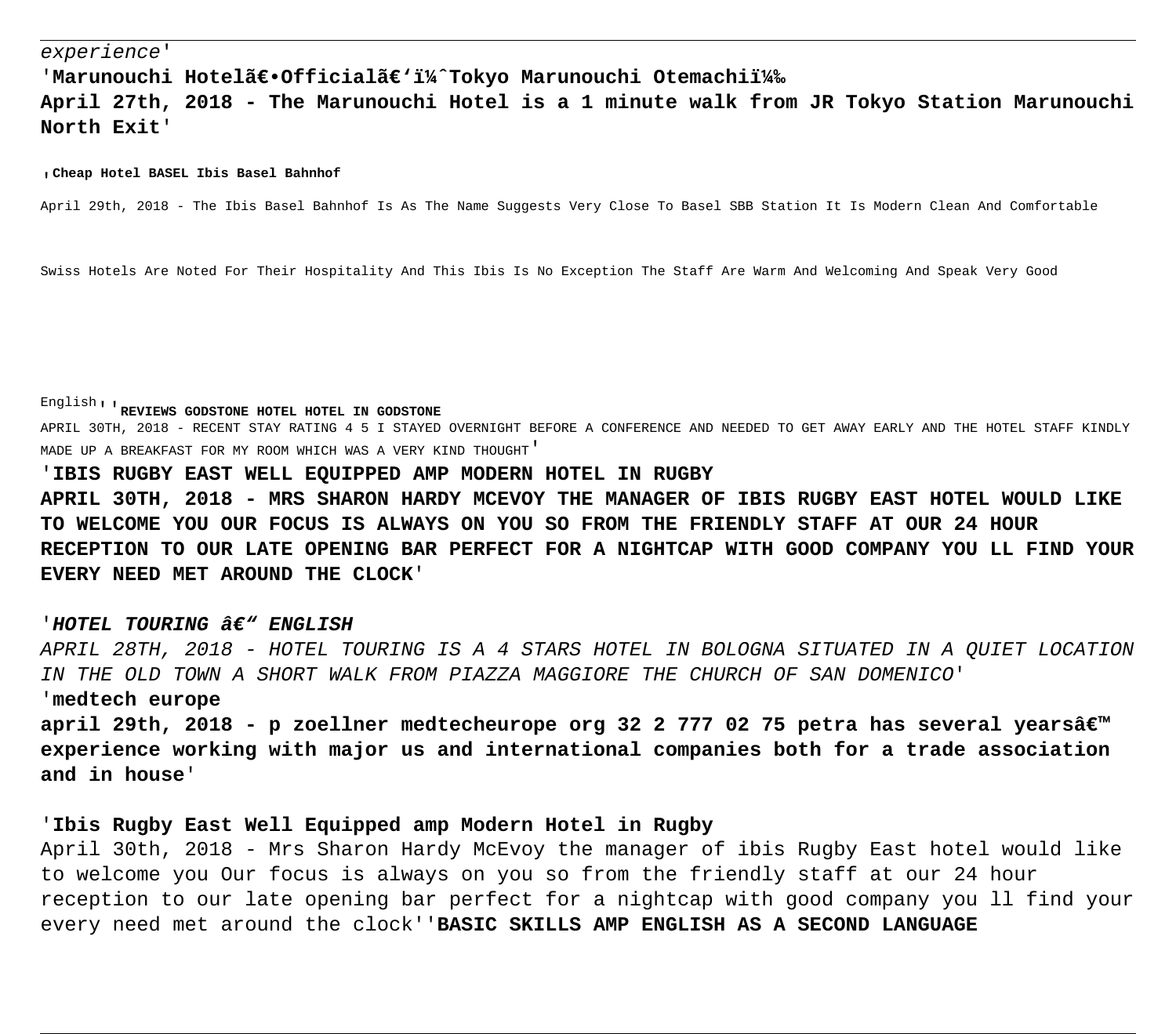experience'

**'Marunouchi Hotelã€•Officialã€'ï¼ˆTokyo Marunouchi Otemachiï¼‰**

**April 27th, 2018 - The Marunouchi Hotel is a 1 minute walk from JR Tokyo Station Marunouchi North Exit'**

'**Cheap Hotel BASEL Ibis Basel Bahnhof**

April 29th, 2018 - The Ibis Basel Bahnhof Is As The Name Suggests Very Close To Basel SBB Station It Is Modern Clean And Comfortable

Swiss Hotels Are Noted For Their Hospitality And This Ibis Is No Exception The Staff Are Warm And Welcoming And Speak Very Good

English''**REVIEWS GODSTONE HOTEL HOTEL IN GODSTONE**

APRIL 30TH, 2018 - RECENT STAY RATING 4 5 I STAYED OVERNIGHT BEFORE A CONFERENCE AND NEEDED TO GET AWAY EARLY AND THE HOTEL STAFF KINDLY MADE UP A BREAKFAST FOR MY ROOM WHICH WAS A VERY KIND THOUGHT'

'**IBIS RUGBY EAST WELL EQUIPPED AMP MODERN HOTEL IN RUGBY**

**APRIL 30TH, 2018 - MRS SHARON HARDY MCEVOY THE MANAGER OF IBIS RUGBY EAST HOTEL WOULD LIKE TO WELCOME YOU OUR FOCUS IS ALWAYS ON YOU SO FROM THE FRIENDLY STAFF AT OUR 24 HOUR RECEPTION TO OUR LATE OPENING BAR PERFECT FOR A NIGHTCAP WITH GOOD COMPANY YOU LL FIND YOUR EVERY NEED MET AROUND THE CLOCK**'

'***HOTEL TOURING â€" ENGLISH***

*APRIL 28TH, 2018 - HOTEL TOURING IS A 4 STARS HOTEL IN BOLOGNA SITUATED IN A QUIET LOCATION IN THE OLD TOWN A SHORT WALK FROM PIAZZA MAGGIORE THE CHURCH OF SAN DOMENICO'*

'**medtech europe**

**april 29th, 2018 - p zoellner medtecheurope org 32 2 777 02 75 petra has several yearsâ€™ experience working with major us and international companies both for a trade association and in house**'

'**Ibis Rugby East Well Equipped amp Modern Hotel in Rugby**

April 30th, 2018 - Mrs Sharon Hardy McEvoy the manager of ibis Rugby East hotel would like to welcome you Our focus is always on you so from the friendly staff at our 24 hour reception to our late opening bar perfect for a nightcap with good company you ll find your every need met around the clock''**BASIC SKILLS AMP ENGLISH AS A SECOND LANGUAGE**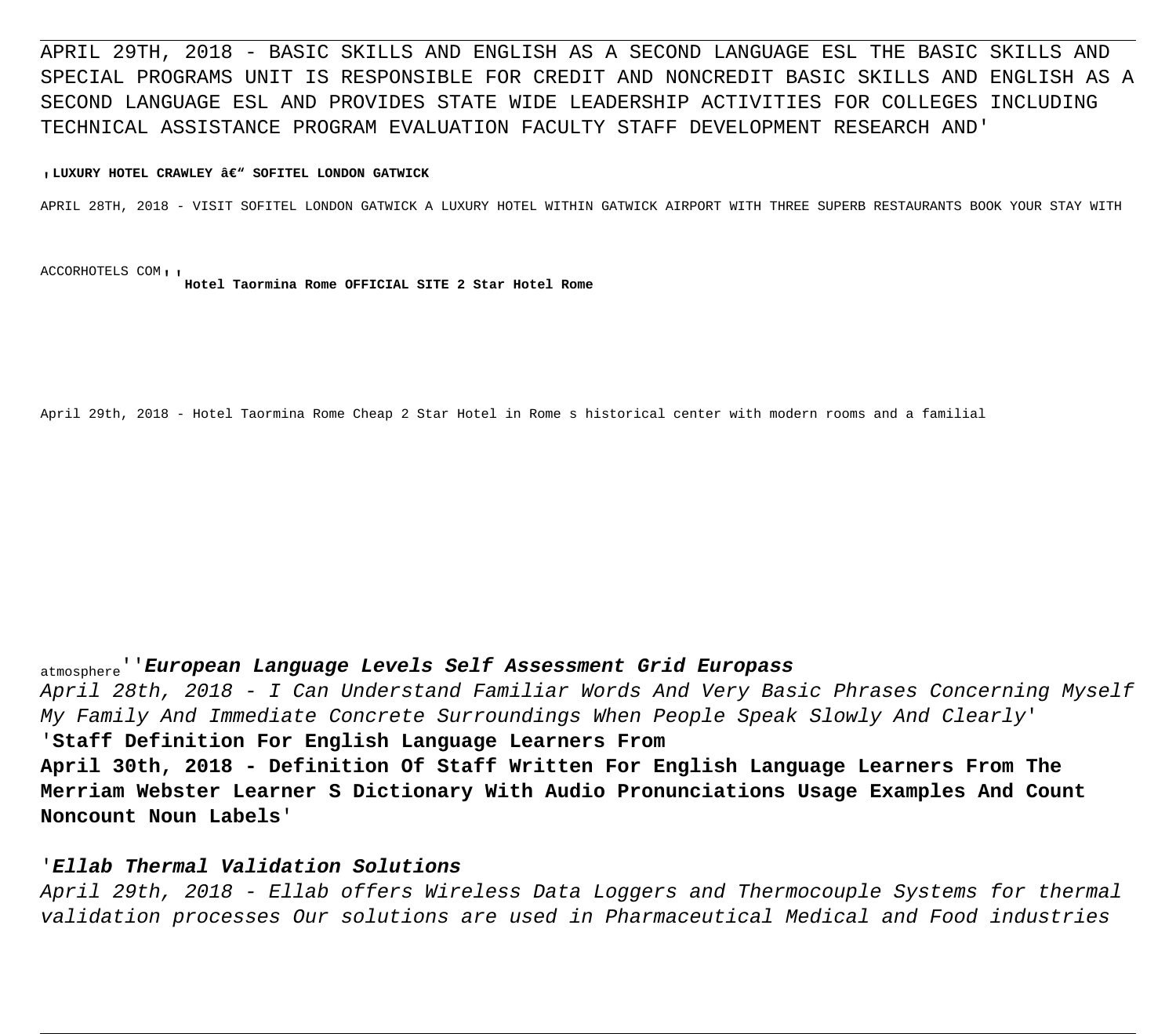APRIL 29TH, 2018 - BASIC SKILLS AND ENGLISH AS A SECOND LANGUAGE ESL THE BASIC SKILLS AND SPECIAL PROGRAMS UNIT IS RESPONSIBLE FOR CREDIT AND NONCREDIT BASIC SKILLS AND ENGLISH AS A SECOND LANGUAGE ESL AND PROVIDES STATE WIDE LEADERSHIP ACTIVITIES FOR COLLEGES INCLUDING TECHNICAL ASSISTANCE PROGRAM EVALUATION FACULTY STAFF DEVELOPMENT RESEARCH AND'

'**LUXURY HOTEL CRAWLEY â€" SOFITEL LONDON GATWICK**

APRIL 28TH, 2018 - VISIT SOFITEL LONDON GATWICK A LUXURY HOTEL WITHIN GATWICK AIRPORT WITH THREE SUPERB RESTAURANTS BOOK YOUR STAY WITH ACCORHOTELS COM''

'**Hotel Taormina Rome OFFICIAL SITE 2 Star Hotel Rome**

April 29th, 2018 - Hotel Taormina Rome Cheap 2 Star Hotel in Rome s historical center with modern rooms and a familial atmosphere''

***European Language Levels Self Assessment Grid Europass***

*April 28th, 2018 - I Can Understand Familiar Words And Very Basic Phrases Concerning Myself My Family And Immediate Concrete Surroundings When People Speak Slowly And Clearly'*

'**Staff Definition For English Language Learners From**

**April 30th, 2018 - Definition Of Staff Written For English Language Learners From The Merriam Webster Learner S Dictionary With Audio Pronunciations Usage Examples And Count Noncount Noun Labels**'

'***Ellab Thermal Validation Solutions***

*April 29th, 2018 - Ellab offers Wireless Data Loggers and Thermocouple Systems for thermal validation processes Our solutions are used in Pharmaceutical Medical and Food industries*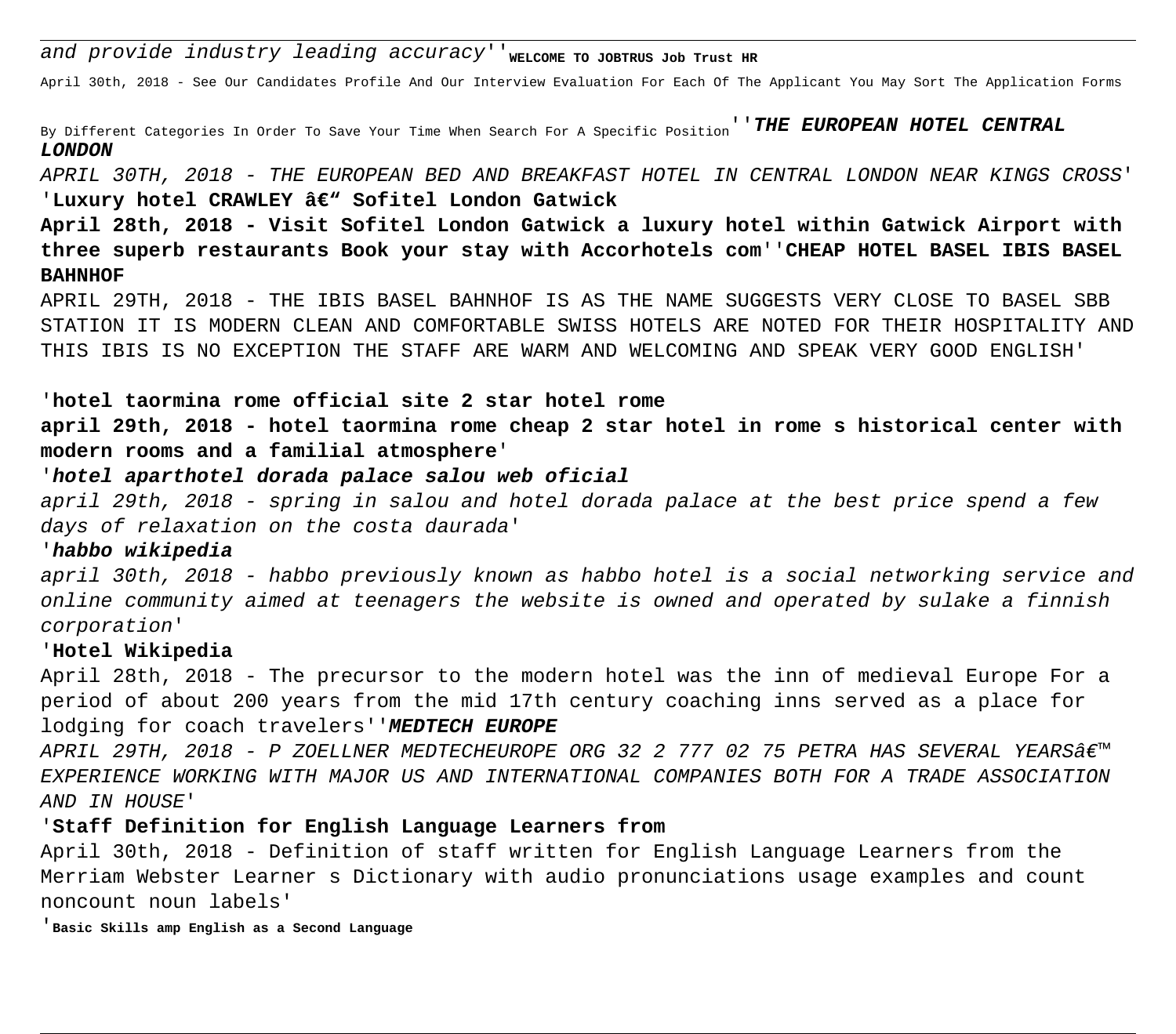*and provide industry leading accuracy*''**WELCOME TO JOBTRUS Job Trust HR**

April 30th, 2018 - See Our Candidates Profile And Our Interview Evaluation For Each Of The Applicant You May Sort The Application Forms By Different Categories In Order To Save Your Time When Search For A Specific Position''***THE EUROPEAN HOTEL CENTRAL LONDON***

*APRIL 30TH, 2018 - THE EUROPEAN BED AND BREAKFAST HOTEL IN CENTRAL LONDON NEAR KINGS CROSS*'
'**Luxury hotel CRAWLEY â€“ Sofitel London Gatwick**

**April 28th, 2018 - Visit Sofitel London Gatwick a luxury hotel within Gatwick Airport with three superb restaurants Book your stay with Accorhotels com**''**CHEAP HOTEL BASEL IBIS BASEL BAHNHOF**

APRIL 29TH, 2018 - THE IBIS BASEL BAHNHOF IS AS THE NAME SUGGESTS VERY CLOSE TO BASEL SBB STATION IT IS MODERN CLEAN AND COMFORTABLE SWISS HOTELS ARE NOTED FOR THEIR HOSPITALITY AND THIS IBIS IS NO EXCEPTION THE STAFF ARE WARM AND WELCOMING AND SPEAK VERY GOOD ENGLISH'

'**hotel taormina rome official site 2 star hotel rome**

**april 29th, 2018 - hotel taormina rome cheap 2 star hotel in rome s historical center with modern rooms and a familial atmosphere**'

'***hotel aparthotel dorada palace salou web oficial***

*april 29th, 2018 - spring in salou and hotel dorada palace at the best price spend a few days of relaxation on the costa daurada*'

'***habbo wikipedia***

*april 30th, 2018 - habbo previously known as habbo hotel is a social networking service and online community aimed at teenagers the website is owned and operated by sulake a finnish corporation*'

'**Hotel Wikipedia**

April 28th, 2018 - The precursor to the modern hotel was the inn of medieval Europe For a period of about 200 years from the mid 17th century coaching inns served as a place for lodging for coach travelers''***MEDTECH EUROPE***

*APRIL 29TH, 2018 - P ZOELLNER MEDTECHEUROPE ORG 32 2 777 02 75 PETRA HAS SEVERAL YEARSâ€™ EXPERIENCE WORKING WITH MAJOR US AND INTERNATIONAL COMPANIES BOTH FOR A TRADE ASSOCIATION AND IN HOUSE*'

'**Staff Definition for English Language Learners from**

April 30th, 2018 - Definition of staff written for English Language Learners from the Merriam Webster Learner s Dictionary with audio pronunciations usage examples and count noncount noun labels'

'**Basic Skills amp English as a Second Language**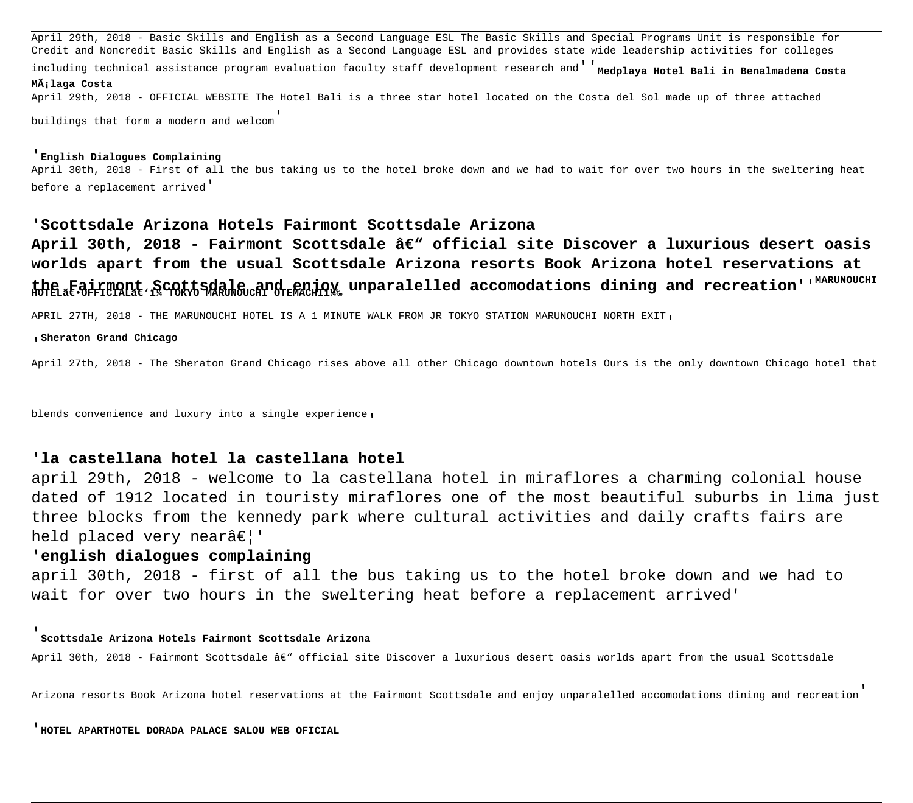April 29th, 2018 - Basic Skills and English as a Second Language ESL The Basic Skills and Special Programs Unit is responsible for Credit and Noncredit Basic Skills and English as a Second Language ESL and provides state wide leadership activities for colleges including technical assistance program evaluation faculty staff development research and''**Medplaya Hotel Bali in Benalmadena Costa MÃ¡laga Costa**

April 29th, 2018 - OFFICIAL WEBSITE The Hotel Bali is a three star hotel located on the Costa del Sol made up of three attached buildings that form a modern and welcom'

'**English Dialogues Complaining**

April 30th, 2018 - First of all the bus taking us to the hotel broke down and we had to wait for over two hours in the sweltering heat before a replacement arrived'

### 'Scottsdale Arizona Hotels Fairmont Scottsdale Arizona

**April 30th, 2018 - Fairmont Scottsdale â€" official site Discover a luxurious desert oasis worlds apart from the usual Scottsdale Arizona resorts Book Arizona hotel reservations at the Fairmont Scottsdale and enjoy unparalelled accomodations dining and recreation**''**MARUNOUCHI HOTELã€•OFFICIALã€‘ï¼ˆTOKYO MARUNOUCHI OTEMACHIï¼‰**

APRIL 27TH, 2018 - THE MARUNOUCHI HOTEL IS A 1 MINUTE WALK FROM JR TOKYO STATION MARUNOUCHI NORTH EXIT,

,**Sheraton Grand Chicago**

April 27th, 2018 - The Sheraton Grand Chicago rises above all other Chicago downtown hotels Ours is the only downtown Chicago hotel that blends convenience and luxury into a single experience,

### 'la castellana hotel la castellana hotel

april 29th, 2018 - welcome to la castellana hotel in miraflores a charming colonial house dated of 1912 located in touristy miraflores one of the most beautiful suburbs in lima just three blocks from the kennedy park where cultural activities and daily crafts fairs are held placed very nearâ€¦'

### 'english dialogues complaining

april 30th, 2018 - first of all the bus taking us to the hotel broke down and we had to wait for over two hours in the sweltering heat before a replacement arrived'

'**Scottsdale Arizona Hotels Fairmont Scottsdale Arizona**

April 30th, 2018 - Fairmont Scottsdale â€" official site Discover a luxurious desert oasis worlds apart from the usual Scottsdale Arizona resorts Book Arizona hotel reservations at the Fairmont Scottsdale and enjoy unparalelled accomodations dining and recreation'

'**HOTEL APARTHOTEL DORADA PALACE SALOU WEB OFICIAL**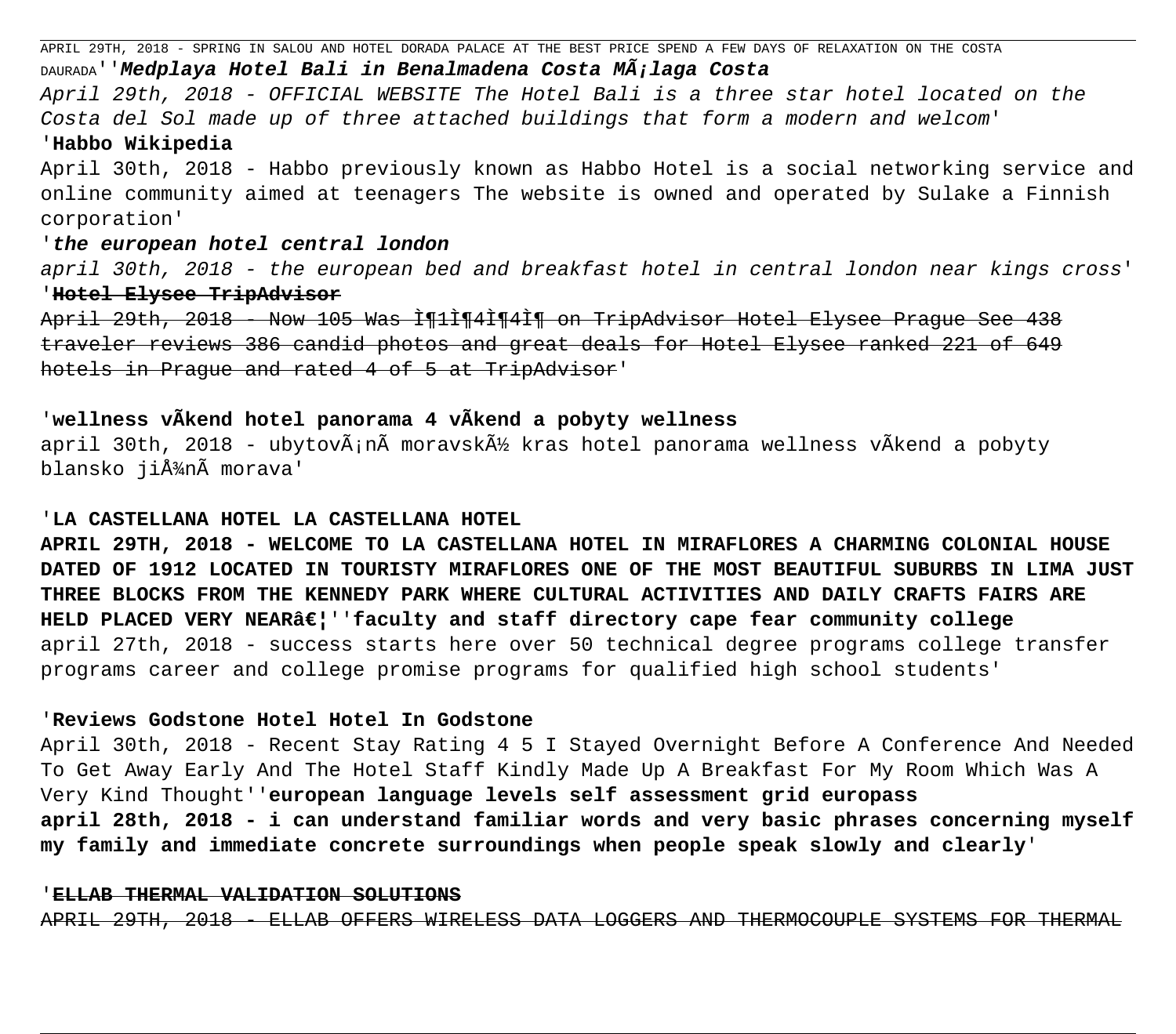APRIL 29TH, 2018 - SPRING IN SALOU AND HOTEL DORADA PALACE AT THE BEST PRICE SPEND A FEW DAYS OF RELAXATION ON THE COSTA DAURADA''***Medplaya Hotel Bali in Benalmadena Costa MÃ¡laga Costa***

*April 29th, 2018 - OFFICIAL WEBSITE The Hotel Bali is a three star hotel located on the Costa del Sol made up of three attached buildings that form a modern and welcom*'

'**Habbo Wikipedia**

April 30th, 2018 - Habbo previously known as Habbo Hotel is a social networking service and online community aimed at teenagers The website is owned and operated by Sulake a Finnish corporation'

'***the european hotel central london***

*april 30th, 2018 - the european bed and breakfast hotel in central london near kings cross*'

'~~**Hotel Elysee TripAdvisor**~~

~~April 29th, 2018 - Now 105 Was Ì¶1Ì¶4Ì¶4Ì¶ on TripAdvisor Hotel Elysee Prague See 438 traveler reviews 386 candid photos and great deals for Hotel Elysee ranked 221 of 649 hotels in Prague and rated 4 of 5 at TripAdvisor~~'

'**wellness vÃkend hotel panorama 4 vÃkend a pobyty wellness**

april 30th, 2018 - ubytovÃ¡nÃ moravskÃ½ kras hotel panorama wellness vÃkend a pobyty blansko jiÅ¾nÃ morava'

'**LA CASTELLANA HOTEL LA CASTELLANA HOTEL**

**APRIL 29TH, 2018 - WELCOME TO LA CASTELLANA HOTEL IN MIRAFLORES A CHARMING COLONIAL HOUSE DATED OF 1912 LOCATED IN TOURISTY MIRAFLORES ONE OF THE MOST BEAUTIFUL SUBURBS IN LIMA JUST THREE BLOCKS FROM THE KENNEDY PARK WHERE CULTURAL ACTIVITIES AND DAILY CRAFTS FAIRS ARE HELD PLACED VERY NEARâ€¦**''**faculty and staff directory cape fear community college**

april 27th, 2018 - success starts here over 50 technical degree programs college transfer programs career and college promise programs for qualified high school students'

'**Reviews Godstone Hotel Hotel In Godstone**

April 30th, 2018 - Recent Stay Rating 4 5 I Stayed Overnight Before A Conference And Needed To Get Away Early And The Hotel Staff Kindly Made Up A Breakfast For My Room Which Was A Very Kind Thought''**european language levels self assessment grid europass**

**april 28th, 2018 - i can understand familiar words and very basic phrases concerning myself my family and immediate concrete surroundings when people speak slowly and clearly**'

'~~**ELLAB THERMAL VALIDATION SOLUTIONS**~~

~~APRIL 29TH, 2018 - ELLAB OFFERS WIRELESS DATA LOGGERS AND THERMOCOUPLE SYSTEMS FOR THERMAL~~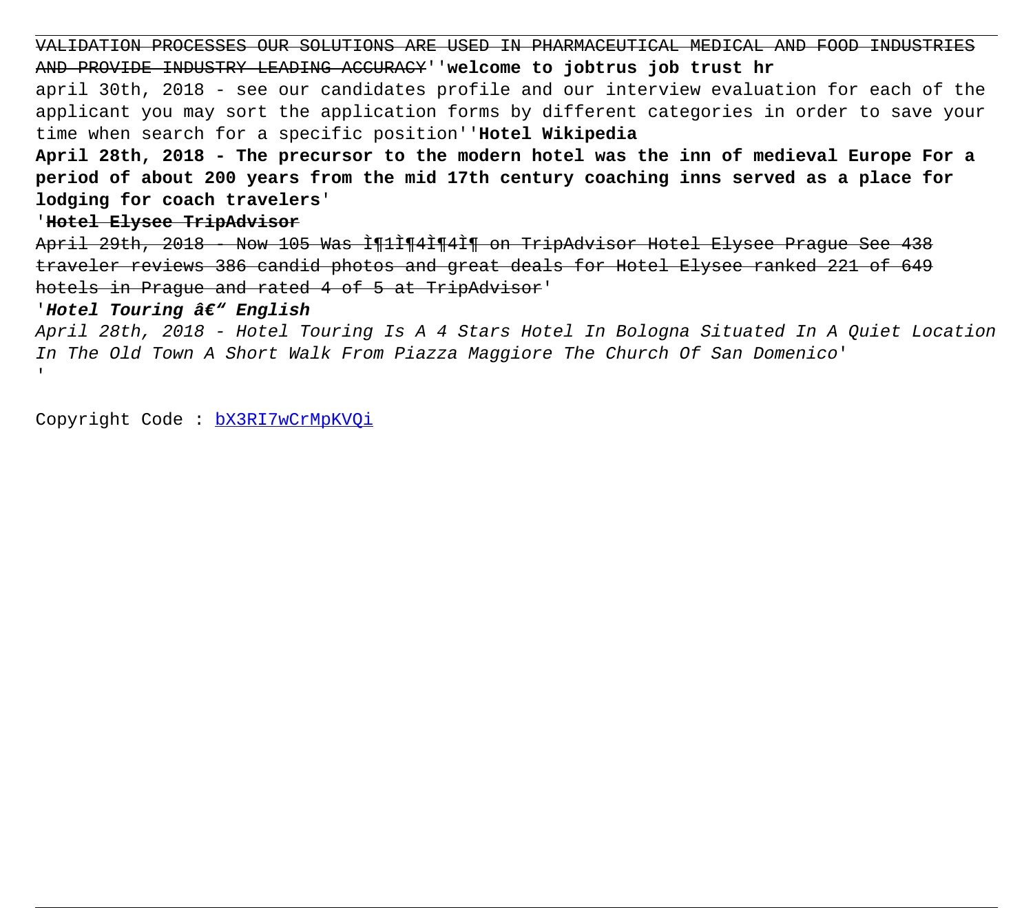~~VALIDATION PROCESSES OUR SOLUTIONS ARE USED IN PHARMACEUTICAL MEDICAL AND FOOD INDUSTRIES AND PROVIDE INDUSTRY LEADING ACCURACY~~''**welcome to jobtrus job trust hr**

april 30th, 2018 - see our candidates profile and our interview evaluation for each of the applicant you may sort the application forms by different categories in order to save your time when search for a specific position''**Hotel Wikipedia**

**April 28th, 2018 - The precursor to the modern hotel was the inn of medieval Europe For a period of about 200 years from the mid 17th century coaching inns served as a place for lodging for coach travelers**'

'~~**Hotel Elysee TripAdvisor**~~

~~April 29th, 2018 - Now 105 Was Ì¶1Ì¶4Ì¶4Ì¶ on TripAdvisor Hotel Elysee Prague See 438 traveler reviews 386 candid photos and great deals for Hotel Elysee ranked 221 of 649 hotels in Prague and rated 4 of 5 at TripAdvisor~~'

'***Hotel Touring â€" English***

*April 28th, 2018 - Hotel Touring Is A 4 Stars Hotel In Bologna Situated In A Quiet Location In The Old Town A Short Walk From Piazza Maggiore The Church Of San Domenico*'
'

Copyright Code : bX3RI7wCrMpKVQi